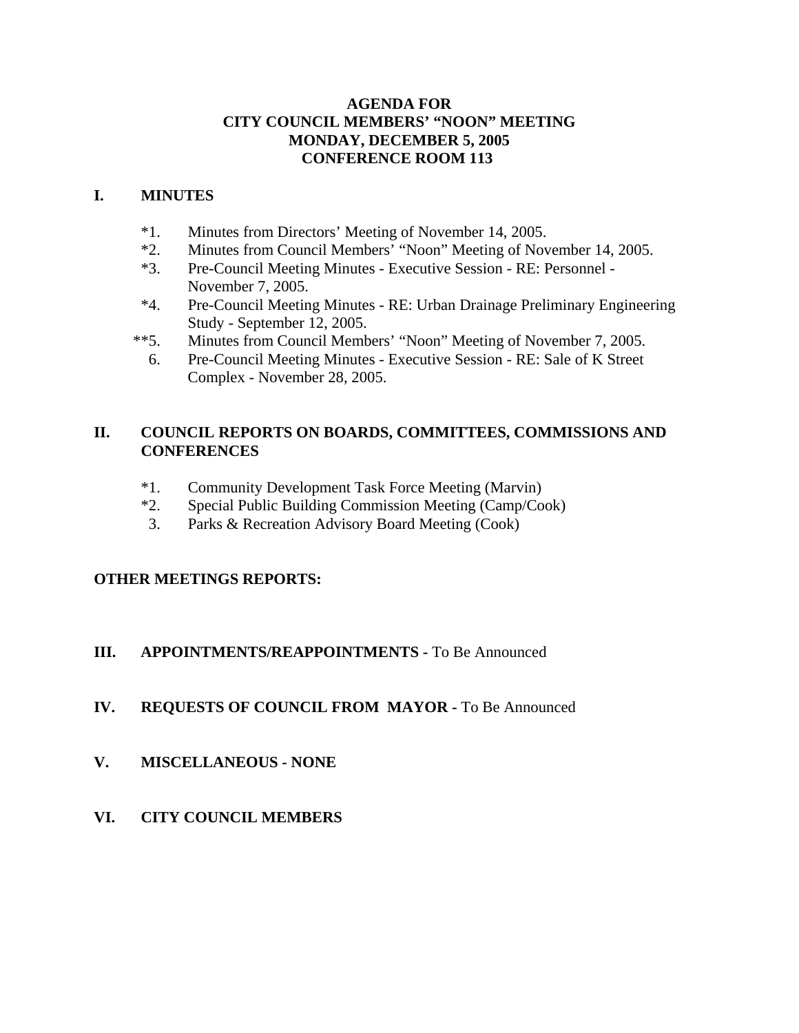# AGENDA FOR CITY COUNCIL MEMBERS' "NOON" MEETING MONDAY, DECEMBER 5, 2005 CONFERENCE ROOM 113

## I. MINUTES

*1. Minutes from Directors' Meeting of November 14, 2005.

*2. Minutes from Council Members' "Noon" Meeting of November 14, 2005.

*3. Pre-Council Meeting Minutes - Executive Session - RE: Personnel - November 7, 2005.

*4. Pre-Council Meeting Minutes - RE: Urban Drainage Preliminary Engineering Study - September 12, 2005.

**5. Minutes from Council Members' "Noon" Meeting of November 7, 2005.

6. Pre-Council Meeting Minutes - Executive Session - RE: Sale of K Street Complex - November 28, 2005.

## II. COUNCIL REPORTS ON BOARDS, COMMITTEES, COMMISSIONS AND CONFERENCES

*1. Community Development Task Force Meeting (Marvin)

*2. Special Public Building Commission Meeting (Camp/Cook)

3. Parks & Recreation Advisory Board Meeting (Cook)

## OTHER MEETINGS REPORTS:

## III. APPOINTMENTS/REAPPOINTMENTS - To Be Announced

## IV. REQUESTS OF COUNCIL FROM MAYOR - To Be Announced

## V. MISCELLANEOUS - NONE

## VI. CITY COUNCIL MEMBERS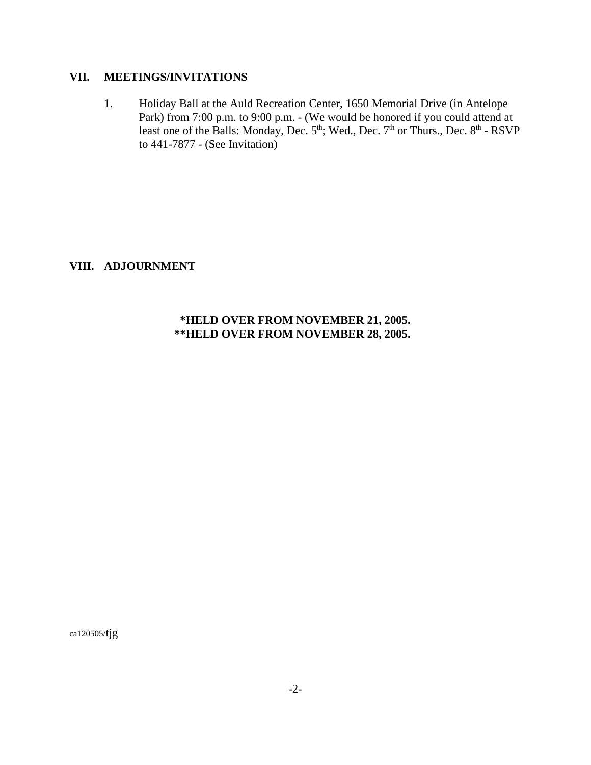## VII. MEETINGS/INVITATIONS

1. Holiday Ball at the Auld Recreation Center, 1650 Memorial Drive (in Antelope Park) from 7:00 p.m. to 9:00 p.m. - (We would be honored if you could attend at least one of the Balls: Monday, Dec. 5th; Wed., Dec. 7th or Thurs., Dec. 8th - RSVP to 441-7877 - (See Invitation)

## VIII. ADJOURNMENT

**\*HELD OVER FROM NOVEMBER 21, 2005.**
**\*\*HELD OVER FROM NOVEMBER 28, 2005.**

ca120505/tjg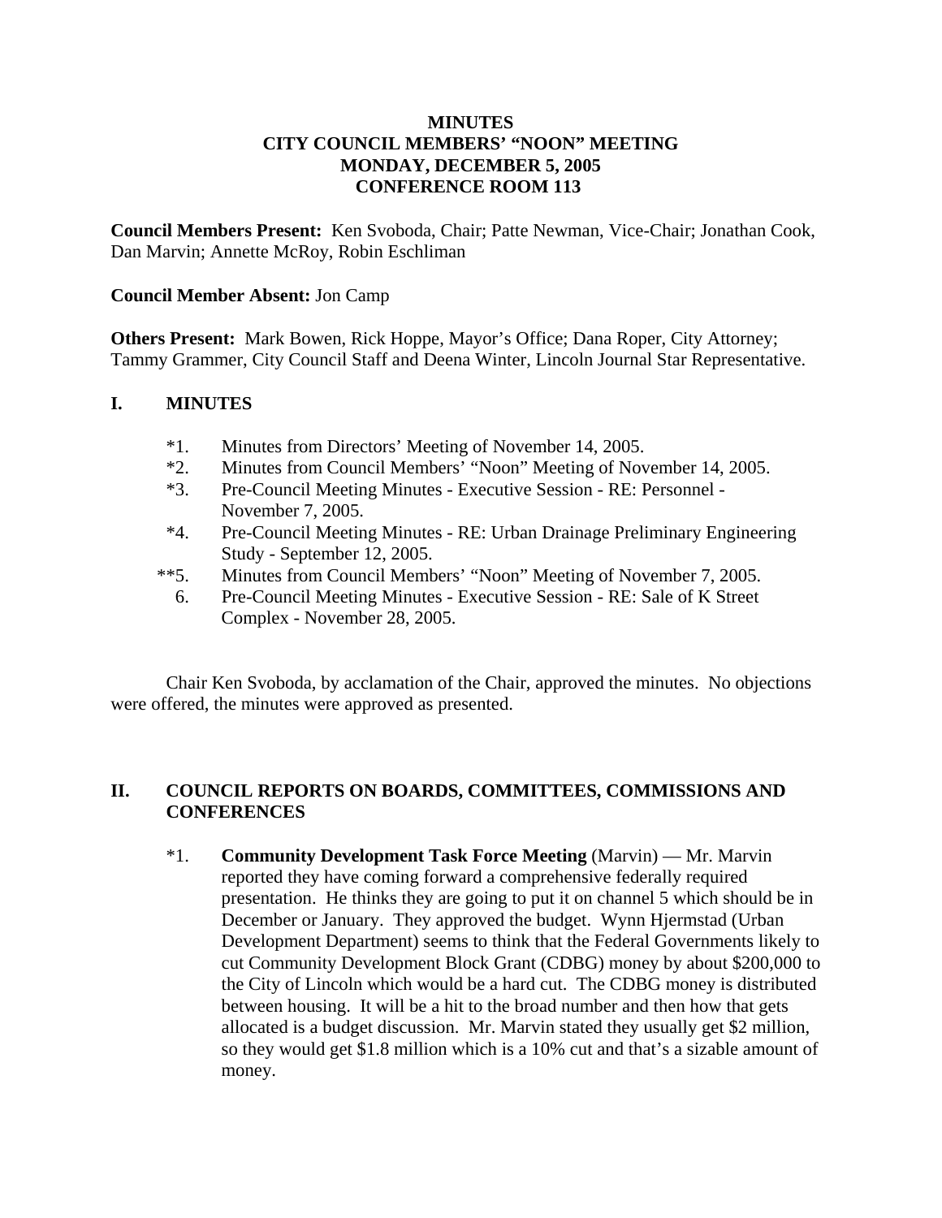**MINUTES**
**CITY COUNCIL MEMBERS' "NOON" MEETING**
**MONDAY, DECEMBER 5, 2005**
**CONFERENCE ROOM 113**

**Council Members Present:** Ken Svoboda, Chair; Patte Newman, Vice-Chair; Jonathan Cook, Dan Marvin; Annette McRoy, Robin Eschliman

**Council Member Absent:** Jon Camp

**Others Present:** Mark Bowen, Rick Hoppe, Mayor's Office; Dana Roper, City Attorney; Tammy Grammer, City Council Staff and Deena Winter, Lincoln Journal Star Representative.

## I. MINUTES

*1. Minutes from Directors' Meeting of November 14, 2005.
*2. Minutes from Council Members' "Noon" Meeting of November 14, 2005.
*3. Pre-Council Meeting Minutes - Executive Session - RE: Personnel - November 7, 2005.
*4. Pre-Council Meeting Minutes - RE: Urban Drainage Preliminary Engineering Study - September 12, 2005.
**5. Minutes from Council Members' "Noon" Meeting of November 7, 2005.
6. Pre-Council Meeting Minutes - Executive Session - RE: Sale of K Street Complex - November 28, 2005.

Chair Ken Svoboda, by acclamation of the Chair, approved the minutes. No objections were offered, the minutes were approved as presented.

## II. COUNCIL REPORTS ON BOARDS, COMMITTEES, COMMISSIONS AND CONFERENCES

*1. **Community Development Task Force Meeting** (Marvin) — Mr. Marvin reported they have coming forward a comprehensive federally required presentation. He thinks they are going to put it on channel 5 which should be in December or January. They approved the budget. Wynn Hjermstad (Urban Development Department) seems to think that the Federal Governments likely to cut Community Development Block Grant (CDBG) money by about $200,000 to the City of Lincoln which would be a hard cut. The CDBG money is distributed between housing. It will be a hit to the broad number and then how that gets allocated is a budget discussion. Mr. Marvin stated they usually get $2 million, so they would get $1.8 million which is a 10% cut and that's a sizable amount of money.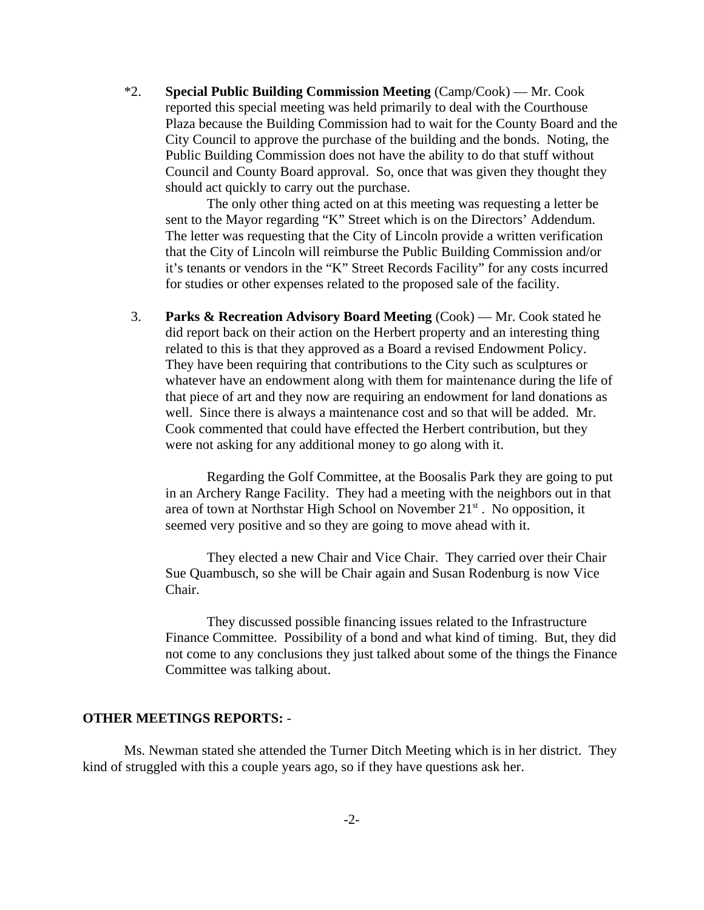*2. **Special Public Building Commission Meeting** (Camp/Cook) — Mr. Cook reported this special meeting was held primarily to deal with the Courthouse Plaza because the Building Commission had to wait for the County Board and the City Council to approve the purchase of the building and the bonds. Noting, the Public Building Commission does not have the ability to do that stuff without Council and County Board approval. So, once that was given they thought they should act quickly to carry out the purchase.

The only other thing acted on at this meeting was requesting a letter be sent to the Mayor regarding "K" Street which is on the Directors' Addendum. The letter was requesting that the City of Lincoln provide a written verification that the City of Lincoln will reimburse the Public Building Commission and/or it's tenants or vendors in the "K" Street Records Facility" for any costs incurred for studies or other expenses related to the proposed sale of the facility.

3. **Parks & Recreation Advisory Board Meeting** (Cook) — Mr. Cook stated he did report back on their action on the Herbert property and an interesting thing related to this is that they approved as a Board a revised Endowment Policy. They have been requiring that contributions to the City such as sculptures or whatever have an endowment along with them for maintenance during the life of that piece of art and they now are requiring an endowment for land donations as well. Since there is always a maintenance cost and so that will be added. Mr. Cook commented that could have effected the Herbert contribution, but they were not asking for any additional money to go along with it.

Regarding the Golf Committee, at the Boosalis Park they are going to put in an Archery Range Facility. They had a meeting with the neighbors out in that area of town at Northstar High School on November 21st . No opposition, it seemed very positive and so they are going to move ahead with it.

They elected a new Chair and Vice Chair. They carried over their Chair Sue Quambusch, so she will be Chair again and Susan Rodenburg is now Vice Chair.

They discussed possible financing issues related to the Infrastructure Finance Committee. Possibility of a bond and what kind of timing. But, they did not come to any conclusions they just talked about some of the things the Finance Committee was talking about.

**OTHER MEETINGS REPORTS:** -

Ms. Newman stated she attended the Turner Ditch Meeting which is in her district. They kind of struggled with this a couple years ago, so if they have questions ask her.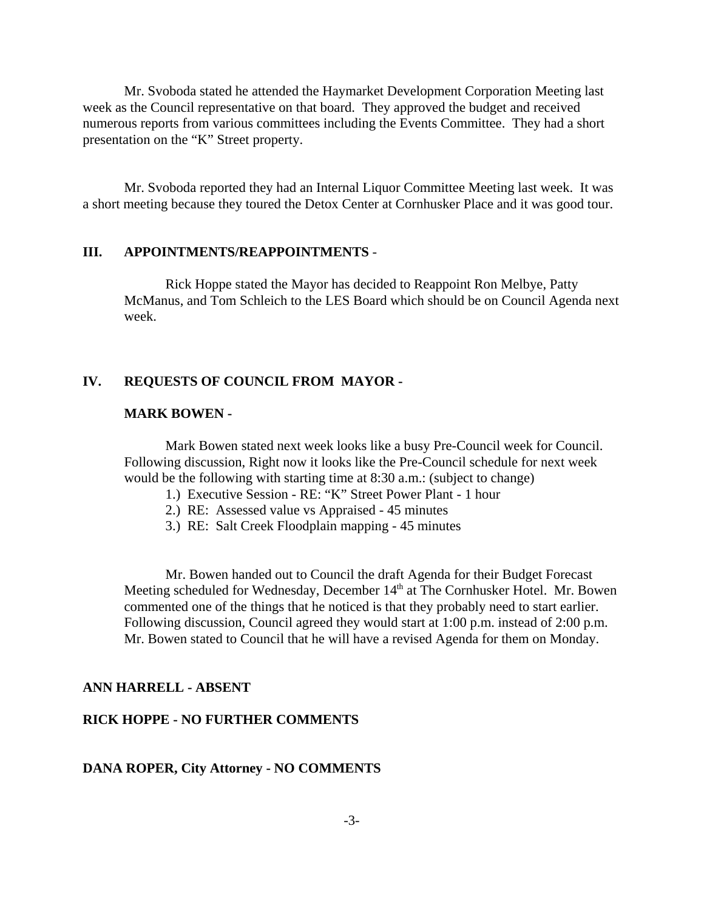Mr. Svoboda stated he attended the Haymarket Development Corporation Meeting last week as the Council representative on that board. They approved the budget and received numerous reports from various committees including the Events Committee. They had a short presentation on the "K" Street property.

Mr. Svoboda reported they had an Internal Liquor Committee Meeting last week. It was a short meeting because they toured the Detox Center at Cornhusker Place and it was good tour.

## III. APPOINTMENTS/REAPPOINTMENTS -

Rick Hoppe stated the Mayor has decided to Reappoint Ron Melbye, Patty McManus, and Tom Schleich to the LES Board which should be on Council Agenda next week.

## IV. REQUESTS OF COUNCIL FROM MAYOR -

### MARK BOWEN -

Mark Bowen stated next week looks like a busy Pre-Council week for Council. Following discussion, Right now it looks like the Pre-Council schedule for next week would be the following with starting time at 8:30 a.m.: (subject to change)

1.) Executive Session - RE: "K" Street Power Plant - 1 hour
2.) RE: Assessed value vs Appraised - 45 minutes
3.) RE: Salt Creek Floodplain mapping - 45 minutes

Mr. Bowen handed out to Council the draft Agenda for their Budget Forecast Meeting scheduled for Wednesday, December 14th at The Cornhusker Hotel. Mr. Bowen commented one of the things that he noticed is that they probably need to start earlier. Following discussion, Council agreed they would start at 1:00 p.m. instead of 2:00 p.m. Mr. Bowen stated to Council that he will have a revised Agenda for them on Monday.

**ANN HARRELL - ABSENT**

**RICK HOPPE - NO FURTHER COMMENTS**

**DANA ROPER, City Attorney - NO COMMENTS**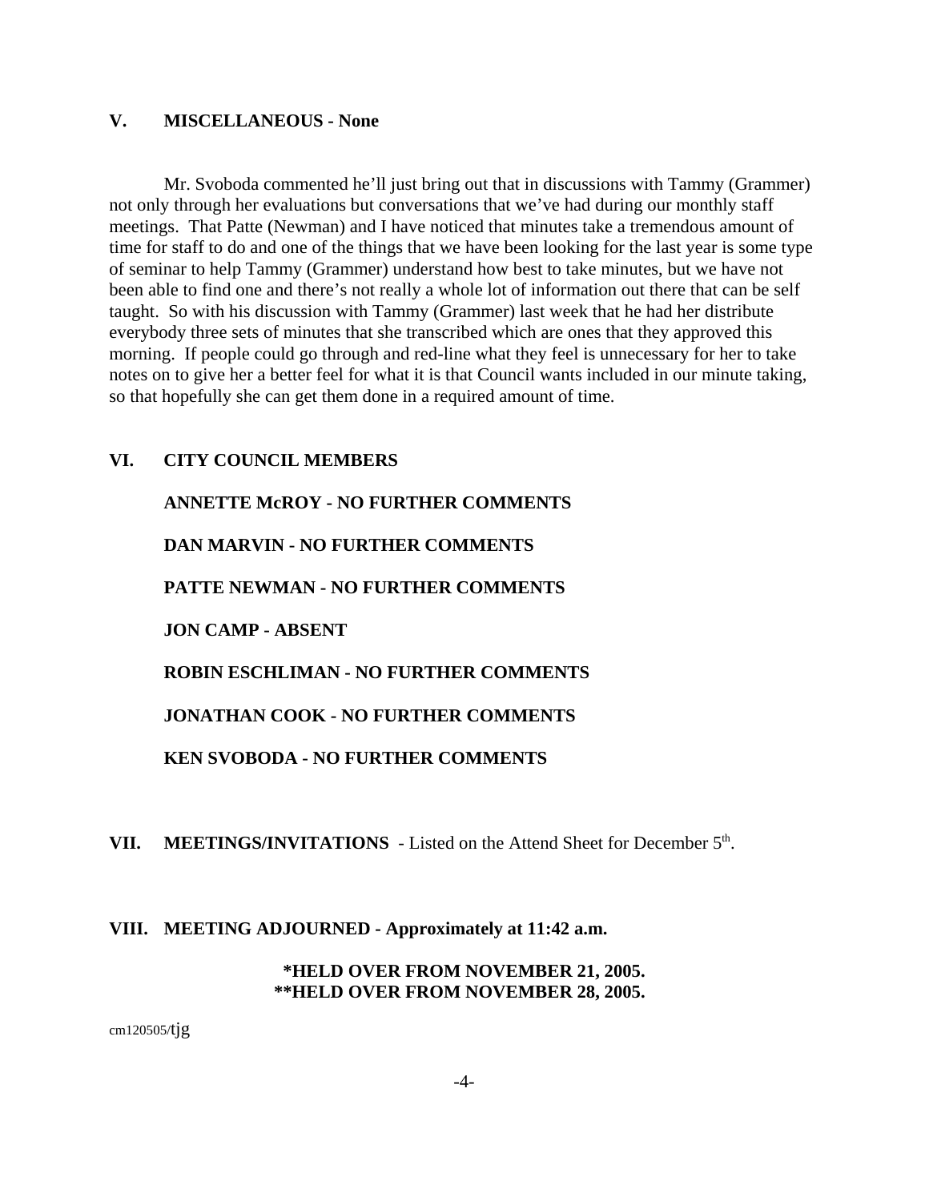## V. MISCELLANEOUS - None

Mr. Svoboda commented he'll just bring out that in discussions with Tammy (Grammer) not only through her evaluations but conversations that we've had during our monthly staff meetings. That Patte (Newman) and I have noticed that minutes take a tremendous amount of time for staff to do and one of the things that we have been looking for the last year is some type of seminar to help Tammy (Grammer) understand how best to take minutes, but we have not been able to find one and there's not really a whole lot of information out there that can be self taught. So with his discussion with Tammy (Grammer) last week that he had her distribute everybody three sets of minutes that she transcribed which are ones that they approved this morning. If people could go through and red-line what they feel is unnecessary for her to take notes on to give her a better feel for what it is that Council wants included in our minute taking, so that hopefully she can get them done in a required amount of time.

## VI. CITY COUNCIL MEMBERS

**ANNETTE McROY - NO FURTHER COMMENTS**

**DAN MARVIN - NO FURTHER COMMENTS**

**PATTE NEWMAN - NO FURTHER COMMENTS**

**JON CAMP - ABSENT**

**ROBIN ESCHLIMAN - NO FURTHER COMMENTS**

**JONATHAN COOK - NO FURTHER COMMENTS**

**KEN SVOBODA - NO FURTHER COMMENTS**

## VII. MEETINGS/INVITATIONS - Listed on the Attend Sheet for December 5th.

## VIII. MEETING ADJOURNED - Approximately at 11:42 a.m.

**\*HELD OVER FROM NOVEMBER 21, 2005.**
**\*\*HELD OVER FROM NOVEMBER 28, 2005.**

cm120505/tjg